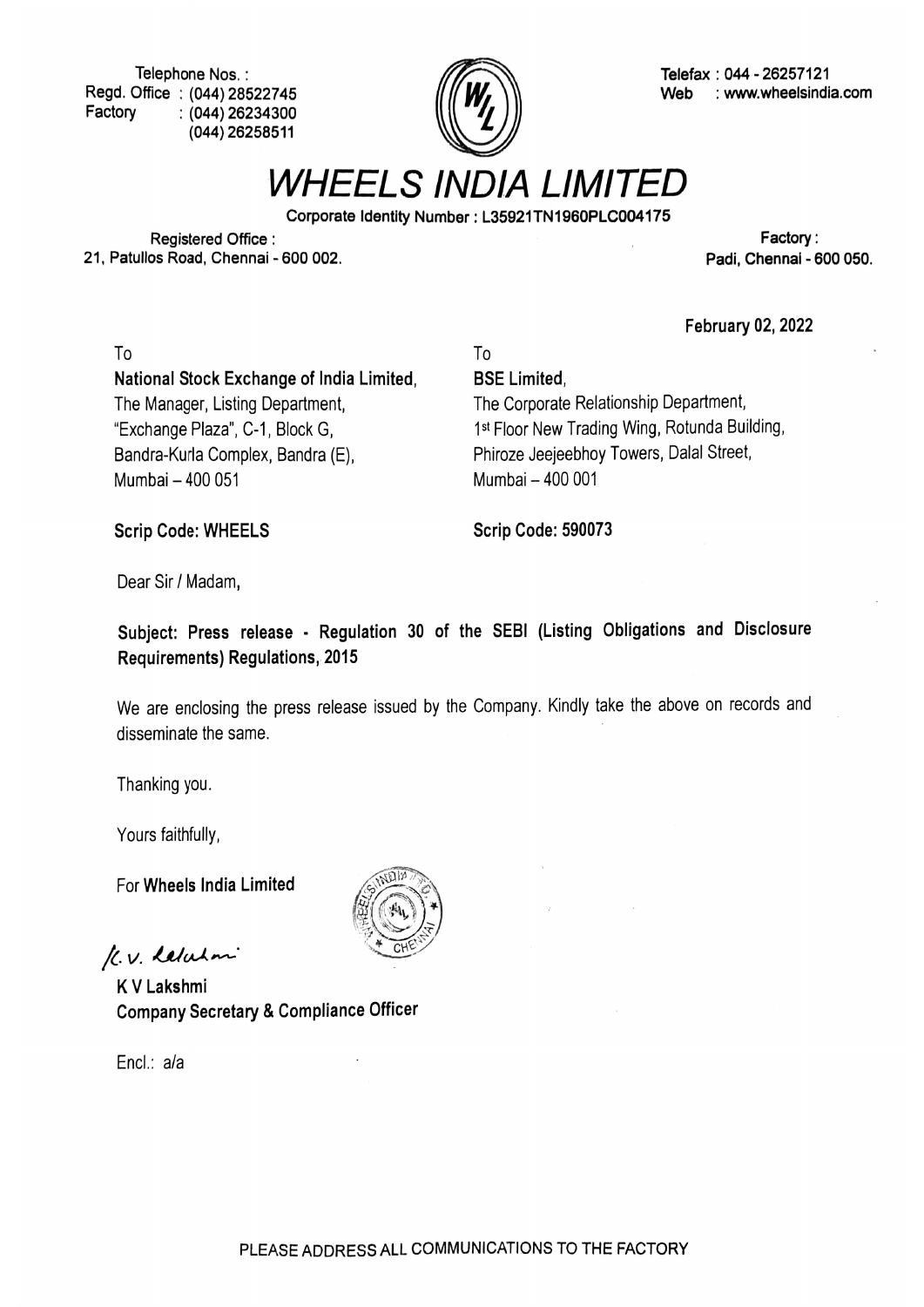Telephone Nos. :
Regd. Office : (044) 28522745
Factory : (044) 26234300
(044) 26258511

Telefax : 044 - 26257121
Web : www.wheelsindia.com

# WHEELS INDIA LIMITED

**Corporate Identity Number : L35921TN1960PLC004175**

Registered Office :
21, Patullos Road, Chennai - 600 002.

**Factory :**
**Padi, Chennai - 600 050.**

**February 02, 2022**

To
**National Stock Exchange of India Limited**,
The Manager, Listing Department,
"Exchange Plaza", C-1, Block G,
Bandra-Kurla Complex, Bandra (E),
Mumbai – 400 051

**Scrip Code: WHEELS**

To
**BSE Limited**,
The Corporate Relationship Department,
1st Floor New Trading Wing, Rotunda Building,
Phiroze Jeejeebhoy Towers, Dalal Street,
Mumbai – 400 001

**Scrip Code: 590073**

Dear Sir / Madam,

**Subject: Press release - Regulation 30 of the SEBI (Listing Obligations and Disclosure Requirements) Regulations, 2015**

We are enclosing the press release issued by the Company. Kindly take the above on records and disseminate the same.

Thanking you.

Yours faithfully,

For **Wheels India Limited**

**K V Lakshmi**
**Company Secretary & Compliance Officer**

Encl.: a/a

PLEASE ADDRESS ALL COMMUNICATIONS TO THE FACTORY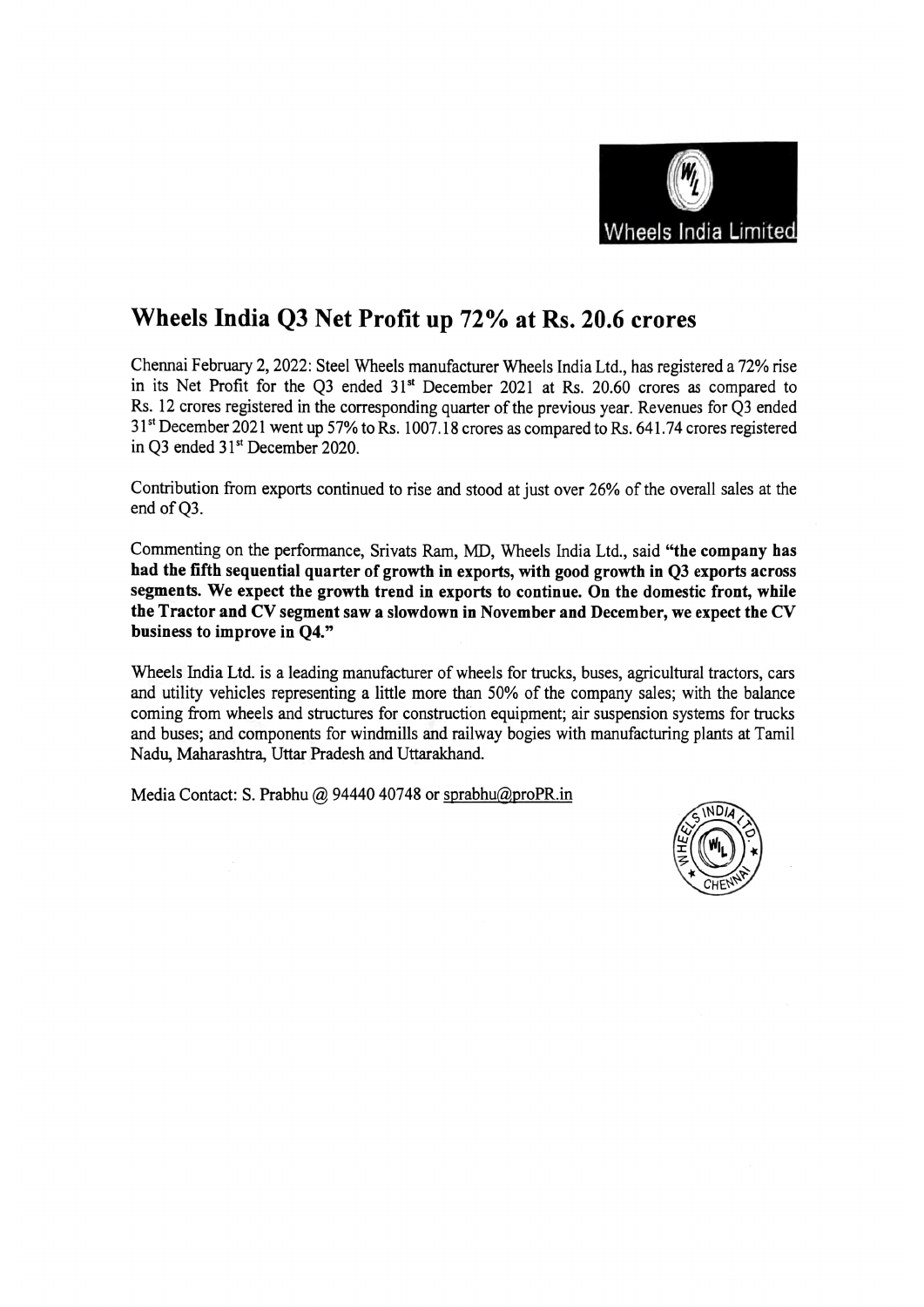Wheels India Limited

# Wheels India Q3 Net Profit up 72% at Rs. 20.6 crores

Chennai February 2, 2022: Steel Wheels manufacturer Wheels India Ltd., has registered a 72% rise in its Net Profit for the Q3 ended 31st December 2021 at Rs. 20.60 crores as compared to Rs. 12 crores registered in the corresponding quarter of the previous year. Revenues for Q3 ended 31st December 2021 went up 57% to Rs. 1007.18 crores as compared to Rs. 641.74 crores registered in Q3 ended 31st December 2020.

Contribution from exports continued to rise and stood at just over 26% of the overall sales at the end of Q3.

Commenting on the performance, Srivats Ram, MD, Wheels India Ltd., said **"the company has had the fifth sequential quarter of growth in exports, with good growth in Q3 exports across segments. We expect the growth trend in exports to continue. On the domestic front, while the Tractor and CV segment saw a slowdown in November and December, we expect the CV business to improve in Q4."**

Wheels India Ltd. is a leading manufacturer of wheels for trucks, buses, agricultural tractors, cars and utility vehicles representing a little more than 50% of the company sales; with the balance coming from wheels and structures for construction equipment; air suspension systems for trucks and buses; and components for windmills and railway bogies with manufacturing plants at Tamil Nadu, Maharashtra, Uttar Pradesh and Uttarakhand.

Media Contact: S. Prabhu @ 94440 40748 or sprabhu@proPR.in